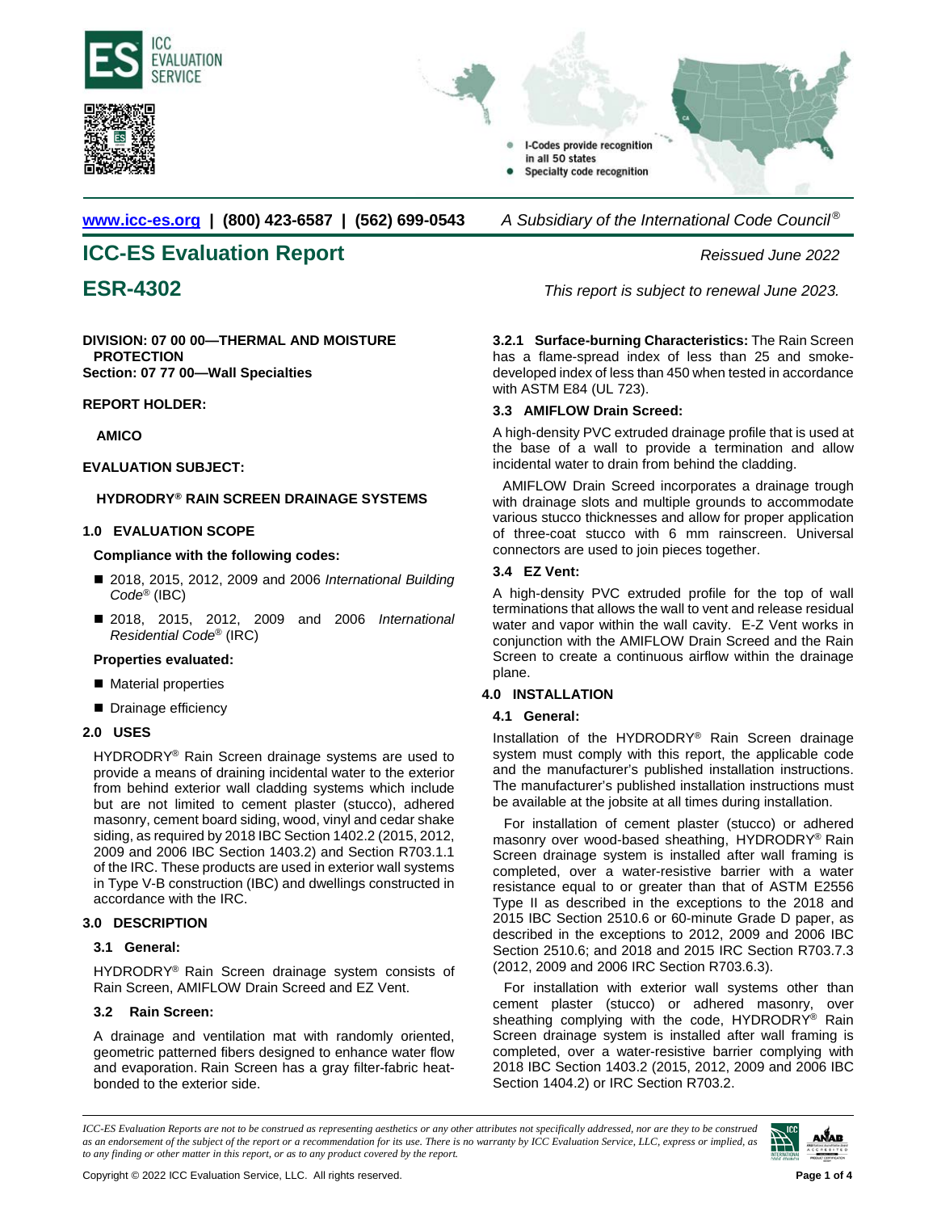www.icc-es.org | (800) 423-6587 | (562) 699-0543    *A Subsidiary of the International Code Council®*

# ICC-ES Evaluation Report

*Reissued June 2022*

# ESR-4302

*This report is subject to renewal June 2023.*

**DIVISION: 07 00 00—THERMAL AND MOISTURE PROTECTION**
**Section: 07 77 00—Wall Specialties**

**REPORT HOLDER:**

**AMICO**

**EVALUATION SUBJECT:**

**HYDRODRY® RAIN SCREEN DRAINAGE SYSTEMS**

## 1.0 EVALUATION SCOPE

**Compliance with the following codes:**

- 2018, 2015, 2012, 2009 and 2006 *International Building Code®* (IBC)
- 2018, 2015, 2012, 2009 and 2006 *International Residential Code®* (IRC)

**Properties evaluated:**

- Material properties
- Drainage efficiency

## 2.0 USES

HYDRODRY® Rain Screen drainage systems are used to provide a means of draining incidental water to the exterior from behind exterior wall cladding systems which include but are not limited to cement plaster (stucco), adhered masonry, cement board siding, wood, vinyl and cedar shake siding, as required by 2018 IBC Section 1402.2 (2015, 2012, 2009 and 2006 IBC Section 1403.2) and Section R703.1.1 of the IRC. These products are used in exterior wall systems in Type V-B construction (IBC) and dwellings constructed in accordance with the IRC.

## 3.0 DESCRIPTION

### 3.1 General:

HYDRODRY® Rain Screen drainage system consists of Rain Screen, AMIFLOW Drain Screed and EZ Vent.

### 3.2 Rain Screen:

A drainage and ventilation mat with randomly oriented, geometric patterned fibers designed to enhance water flow and evaporation. Rain Screen has a gray filter-fabric heat-bonded to the exterior side.

**3.2.1 Surface-burning Characteristics:** The Rain Screen has a flame-spread index of less than 25 and smoke-developed index of less than 450 when tested in accordance with ASTM E84 (UL 723).

### 3.3 AMIFLOW Drain Screed:

A high-density PVC extruded drainage profile that is used at the base of a wall to provide a termination and allow incidental water to drain from behind the cladding.

AMIFLOW Drain Screed incorporates a drainage trough with drainage slots and multiple grounds to accommodate various stucco thicknesses and allow for proper application of three-coat stucco with 6 mm rainscreen. Universal connectors are used to join pieces together.

### 3.4 EZ Vent:

A high-density PVC extruded profile for the top of wall terminations that allows the wall to vent and release residual water and vapor within the wall cavity. E-Z Vent works in conjunction with the AMIFLOW Drain Screed and the Rain Screen to create a continuous airflow within the drainage plane.

## 4.0 INSTALLATION

### 4.1 General:

Installation of the HYDRODRY® Rain Screen drainage system must comply with this report, the applicable code and the manufacturer's published installation instructions. The manufacturer's published installation instructions must be available at the jobsite at all times during installation.

For installation of cement plaster (stucco) or adhered masonry over wood-based sheathing, HYDRODRY® Rain Screen drainage system is installed after wall framing is completed, over a water-resistive barrier with a water resistance equal to or greater than that of ASTM E2556 Type II as described in the exceptions to the 2018 and 2015 IBC Section 2510.6 or 60-minute Grade D paper, as described in the exceptions to 2012, 2009 and 2006 IBC Section 2510.6; and 2018 and 2015 IRC Section R703.7.3 (2012, 2009 and 2006 IRC Section R703.6.3).

For installation with exterior wall systems other than cement plaster (stucco) or adhered masonry, over sheathing complying with the code, HYDRODRY® Rain Screen drainage system is installed after wall framing is completed, over a water-resistive barrier complying with 2018 IBC Section 1403.2 (2015, 2012, 2009 and 2006 IBC Section 1404.2) or IRC Section R703.2.

*ICC-ES Evaluation Reports are not to be construed as representing aesthetics or any other attributes not specifically addressed, nor are they to be construed as an endorsement of the subject of the report or a recommendation for its use. There is no warranty by ICC Evaluation Service, LLC, express or implied, as to any finding or other matter in this report, or as to any product covered by the report.*

Copyright © 2022 ICC Evaluation Service, LLC. All rights reserved.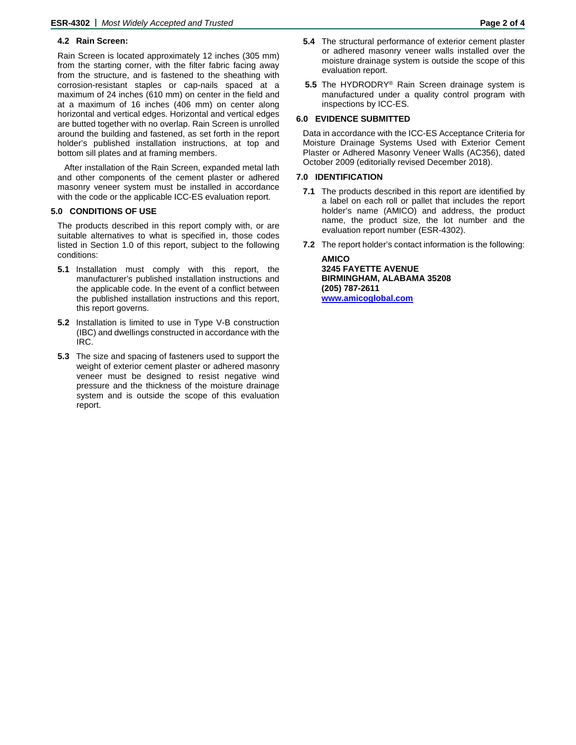### 4.2 Rain Screen:

Rain Screen is located approximately 12 inches (305 mm) from the starting corner, with the filter fabric facing away from the structure, and is fastened to the sheathing with corrosion-resistant staples or cap-nails spaced at a maximum of 24 inches (610 mm) on center in the field and at a maximum of 16 inches (406 mm) on center along horizontal and vertical edges. Horizontal and vertical edges are butted together with no overlap. Rain Screen is unrolled around the building and fastened, as set forth in the report holder's published installation instructions, at top and bottom sill plates and at framing members.

After installation of the Rain Screen, expanded metal lath and other components of the cement plaster or adhered masonry veneer system must be installed in accordance with the code or the applicable ICC-ES evaluation report.

## 5.0 CONDITIONS OF USE

The products described in this report comply with, or are suitable alternatives to what is specified in, those codes listed in Section 1.0 of this report, subject to the following conditions:

**5.1** Installation must comply with this report, the manufacturer's published installation instructions and the applicable code. In the event of a conflict between the published installation instructions and this report, this report governs.

**5.2** Installation is limited to use in Type V-B construction (IBC) and dwellings constructed in accordance with the IRC.

**5.3** The size and spacing of fasteners used to support the weight of exterior cement plaster or adhered masonry veneer must be designed to resist negative wind pressure and the thickness of the moisture drainage system and is outside the scope of this evaluation report.

**5.4** The structural performance of exterior cement plaster or adhered masonry veneer walls installed over the moisture drainage system is outside the scope of this evaluation report.

**5.5** The HYDRODRY® Rain Screen drainage system is manufactured under a quality control program with inspections by ICC-ES.

## 6.0 EVIDENCE SUBMITTED

Data in accordance with the ICC-ES Acceptance Criteria for Moisture Drainage Systems Used with Exterior Cement Plaster or Adhered Masonry Veneer Walls (AC356), dated October 2009 (editorially revised December 2018).

## 7.0 IDENTIFICATION

**7.1** The products described in this report are identified by a label on each roll or pallet that includes the report holder's name (AMICO) and address, the product name, the product size, the lot number and the evaluation report number (ESR-4302).

**7.2** The report holder's contact information is the following:

**AMICO**
**3245 FAYETTE AVENUE**
**BIRMINGHAM, ALABAMA 35208**
**(205) 787-2611**
**www.amicoglobal.com**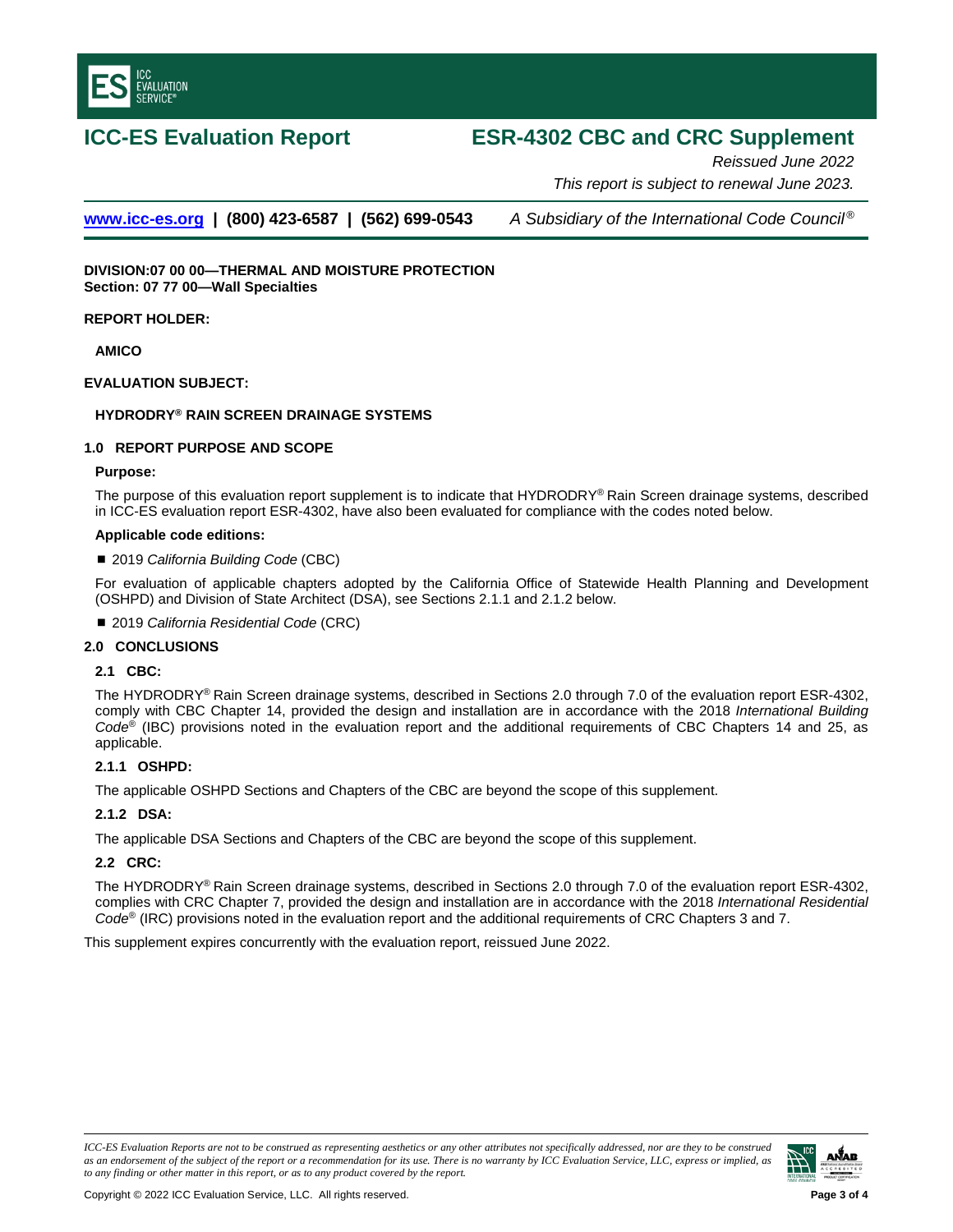# ICC-ES Evaluation Report

# ESR-4302 CBC and CRC Supplement

*Reissued June 2022*

*This report is subject to renewal June 2023.*

www.icc-es.org | (800) 423-6587 | (562) 699-0543 *A Subsidiary of the International Code Council®*

**DIVISION:07 00 00—THERMAL AND MOISTURE PROTECTION**
**Section: 07 77 00—Wall Specialties**

**REPORT HOLDER:**

**AMICO**

**EVALUATION SUBJECT:**

**HYDRODRY® RAIN SCREEN DRAINAGE SYSTEMS**

## 1.0 REPORT PURPOSE AND SCOPE

**Purpose:**

The purpose of this evaluation report supplement is to indicate that HYDRODRY® Rain Screen drainage systems, described in ICC-ES evaluation report ESR-4302, have also been evaluated for compliance with the codes noted below.

**Applicable code editions:**

- 2019 *California Building Code* (CBC)

For evaluation of applicable chapters adopted by the California Office of Statewide Health Planning and Development (OSHPD) and Division of State Architect (DSA), see Sections 2.1.1 and 2.1.2 below.

- 2019 *California Residential Code* (CRC)

## 2.0 CONCLUSIONS

### 2.1 CBC:

The HYDRODRY® Rain Screen drainage systems, described in Sections 2.0 through 7.0 of the evaluation report ESR-4302, comply with CBC Chapter 14, provided the design and installation are in accordance with the 2018 *International Building Code®* (IBC) provisions noted in the evaluation report and the additional requirements of CBC Chapters 14 and 25, as applicable.

#### 2.1.1 OSHPD:

The applicable OSHPD Sections and Chapters of the CBC are beyond the scope of this supplement.

#### 2.1.2 DSA:

The applicable DSA Sections and Chapters of the CBC are beyond the scope of this supplement.

### 2.2 CRC:

The HYDRODRY® Rain Screen drainage systems, described in Sections 2.0 through 7.0 of the evaluation report ESR-4302, complies with CRC Chapter 7, provided the design and installation are in accordance with the 2018 *International Residential Code®* (IRC) provisions noted in the evaluation report and the additional requirements of CRC Chapters 3 and 7.

This supplement expires concurrently with the evaluation report, reissued June 2022.

*ICC-ES Evaluation Reports are not to be construed as representing aesthetics or any other attributes not specifically addressed, nor are they to be construed as an endorsement of the subject of the report or a recommendation for its use. There is no warranty by ICC Evaluation Service, LLC, express or implied, as to any finding or other matter in this report, or as to any product covered by the report.*

Copyright © 2022 ICC Evaluation Service, LLC. All rights reserved.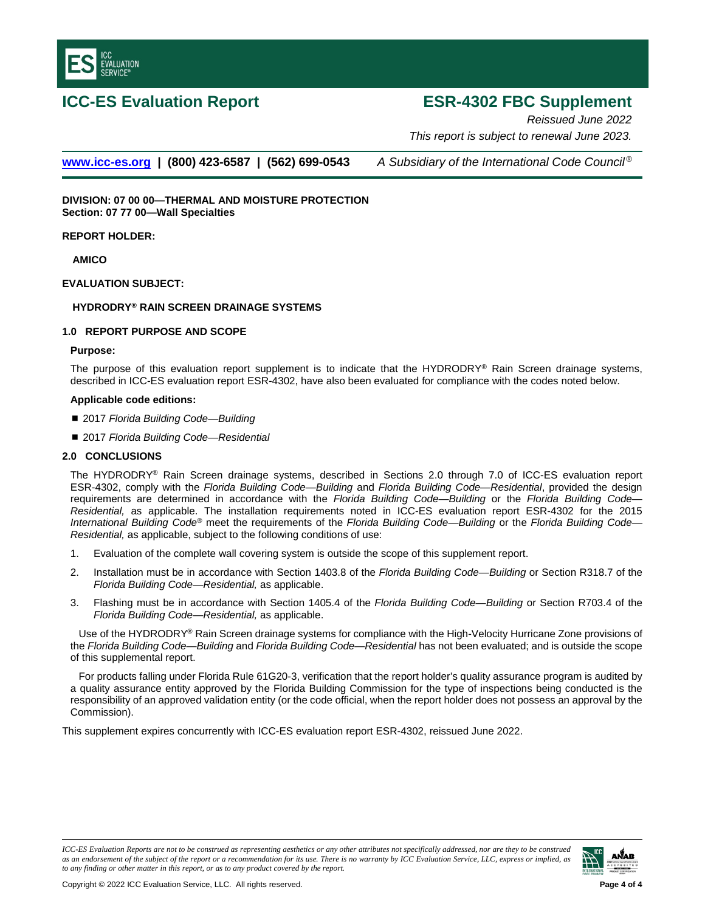# ICC-ES Evaluation Report

# ESR-4302 FBC Supplement

*Reissued June 2022*

*This report is subject to renewal June 2023.*

**www.icc-es.org | (800) 423-6587 | (562) 699-0543** *A Subsidiary of the International Code Council®*

**DIVISION: 07 00 00—THERMAL AND MOISTURE PROTECTION**
**Section: 07 77 00—Wall Specialties**

**REPORT HOLDER:**

**AMICO**

**EVALUATION SUBJECT:**

**HYDRODRY® RAIN SCREEN DRAINAGE SYSTEMS**

## 1.0 REPORT PURPOSE AND SCOPE

**Purpose:**

The purpose of this evaluation report supplement is to indicate that the HYDRODRY® Rain Screen drainage systems, described in ICC-ES evaluation report ESR-4302, have also been evaluated for compliance with the codes noted below.

**Applicable code editions:**

- 2017 *Florida Building Code—Building*
- 2017 *Florida Building Code—Residential*

## 2.0 CONCLUSIONS

The HYDRODRY® Rain Screen drainage systems, described in Sections 2.0 through 7.0 of ICC-ES evaluation report ESR-4302, comply with the *Florida Building Code—Building* and *Florida Building Code—Residential*, provided the design requirements are determined in accordance with the *Florida Building Code—Building* or the *Florida Building Code—Residential,* as applicable. The installation requirements noted in ICC-ES evaluation report ESR-4302 for the 2015 *International Building Code®* meet the requirements of the *Florida Building Code—Building* or the *Florida Building Code—Residential,* as applicable, subject to the following conditions of use:

1. Evaluation of the complete wall covering system is outside the scope of this supplement report.
2. Installation must be in accordance with Section 1403.8 of the *Florida Building Code—Building* or Section R318.7 of the *Florida Building Code—Residential,* as applicable.
3. Flashing must be in accordance with Section 1405.4 of the *Florida Building Code—Building* or Section R703.4 of the *Florida Building Code—Residential,* as applicable.

Use of the HYDRODRY® Rain Screen drainage systems for compliance with the High-Velocity Hurricane Zone provisions of the *Florida Building Code—Building* and *Florida Building Code—Residential* has not been evaluated; and is outside the scope of this supplemental report.

For products falling under Florida Rule 61G20-3, verification that the report holder's quality assurance program is audited by a quality assurance entity approved by the Florida Building Commission for the type of inspections being conducted is the responsibility of an approved validation entity (or the code official, when the report holder does not possess an approval by the Commission).

This supplement expires concurrently with ICC-ES evaluation report ESR-4302, reissued June 2022.

*ICC-ES Evaluation Reports are not to be construed as representing aesthetics or any other attributes not specifically addressed, nor are they to be construed as an endorsement of the subject of the report or a recommendation for its use. There is no warranty by ICC Evaluation Service, LLC, express or implied, as to any finding or other matter in this report, or as to any product covered by the report.*

Copyright © 2022 ICC Evaluation Service, LLC. All rights reserved.